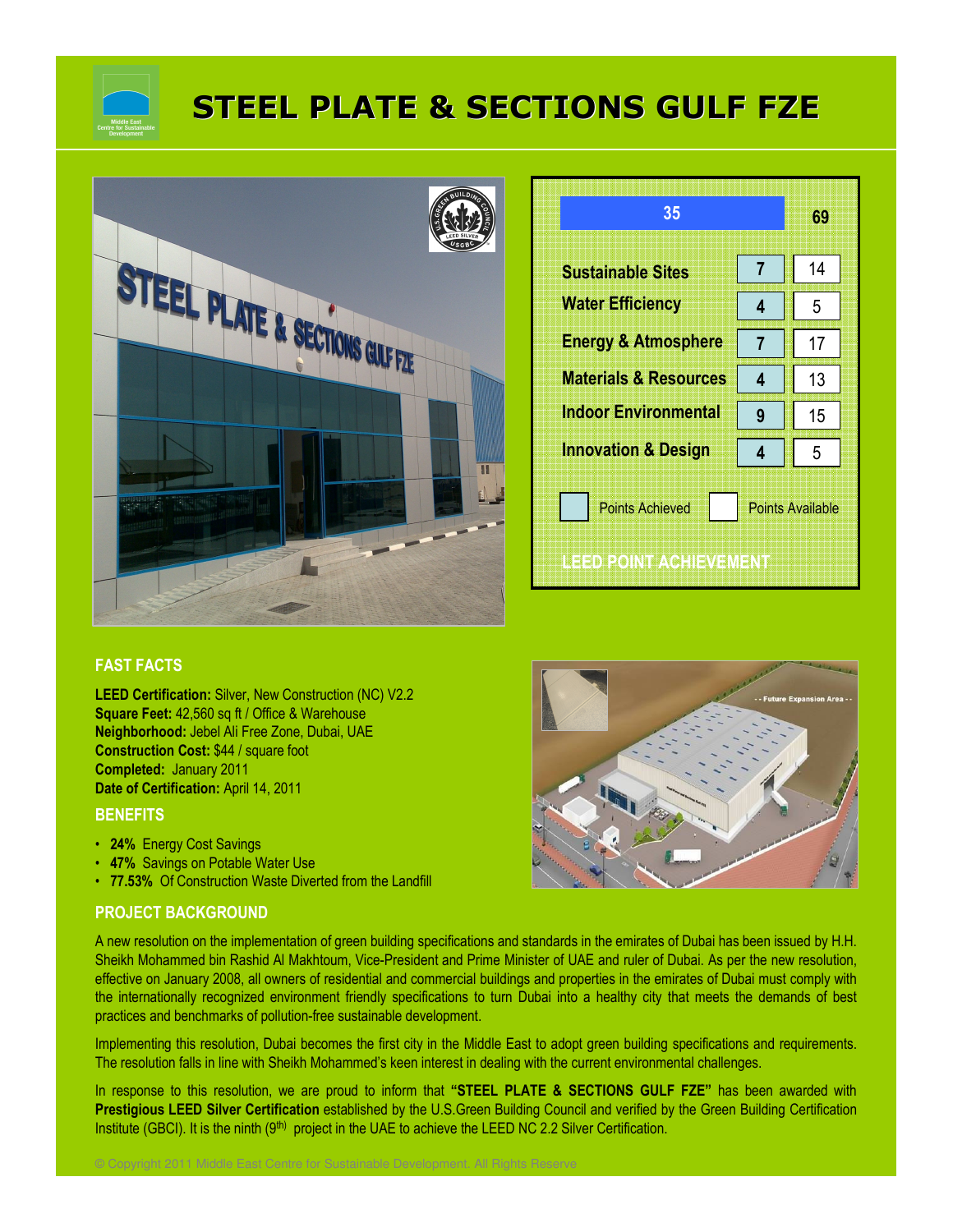# STEEL PLATE & SECTIONS GULF FZE

| LEED Point Achievement | Points Achieved | Points Available |
|---|---|---|
| **Total** | 35 | 69 |
| Sustainable Sites | 7 | 14 |
| Water Efficiency | 4 | 5 |
| Energy & Atmosphere | 7 | 17 |
| Materials & Resources | 4 | 13 |
| Indoor Environmental | 9 | 15 |
| Innovation & Design | 4 | 5 |

## FAST FACTS

**LEED Certification:** Silver, New Construction (NC) V2.2
**Square Feet:** 42,560 sq ft / Office & Warehouse
**Neighborhood:** Jebel Ali Free Zone, Dubai, UAE
**Construction Cost:** $44 / square foot
**Completed:** January 2011
**Date of Certification:** April 14, 2011

## BENEFITS

- **24%** Energy Cost Savings
- **47%** Savings on Potable Water Use
- **77.53%** Of Construction Waste Diverted from the Landfill

## PROJECT BACKGROUND

A new resolution on the implementation of green building specifications and standards in the emirates of Dubai has been issued by H.H. Sheikh Mohammed bin Rashid Al Makhtoum, Vice-President and Prime Minister of UAE and ruler of Dubai. As per the new resolution, effective on January 2008, all owners of residential and commercial buildings and properties in the emirates of Dubai must comply with the internationally recognized environment friendly specifications to turn Dubai into a healthy city that meets the demands of best practices and benchmarks of pollution-free sustainable development.

Implementing this resolution, Dubai becomes the first city in the Middle East to adopt green building specifications and requirements. The resolution falls in line with Sheikh Mohammed's keen interest in dealing with the current environmental challenges.

In response to this resolution, we are proud to inform that **"STEEL PLATE & SECTIONS GULF FZE"** has been awarded with **Prestigious LEED Silver Certification** established by the U.S.Green Building Council and verified by the Green Building Certification Institute (GBCI). It is the ninth (9th) project in the UAE to achieve the LEED NC 2.2 Silver Certification.

© Copyright 2011 Middle East Centre for Sustainable Development. All Rights Reserve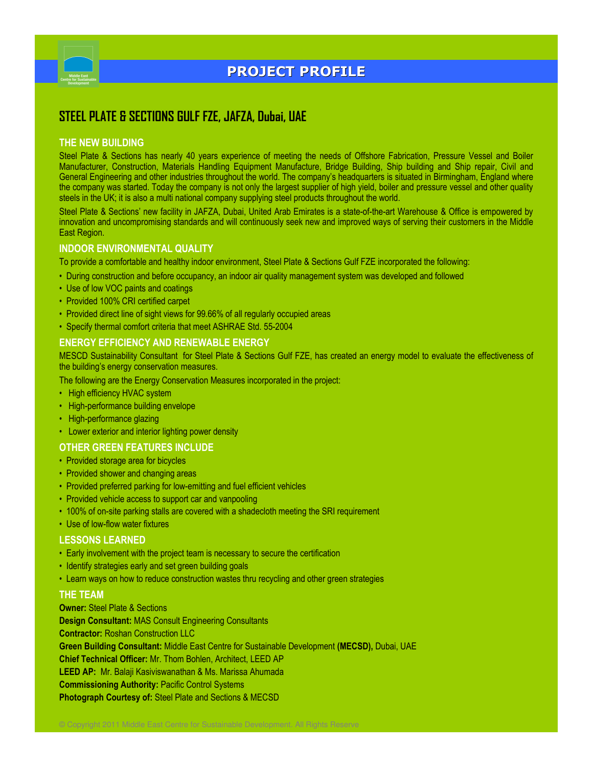# PROJECT PROFILE

## STEEL PLATE & SECTIONS GULF FZE, JAFZA, Dubai, UAE

### THE NEW BUILDING

Steel Plate & Sections has nearly 40 years experience of meeting the needs of Offshore Fabrication, Pressure Vessel and Boiler Manufacturer, Construction, Materials Handling Equipment Manufacture, Bridge Building, Ship building and Ship repair, Civil and General Engineering and other industries throughout the world. The company's headquarters is situated in Birmingham, England where the company was started. Today the company is not only the largest supplier of high yield, boiler and pressure vessel and other quality steels in the UK; it is also a multi national company supplying steel products throughout the world.

Steel Plate & Sections' new facility in JAFZA, Dubai, United Arab Emirates is a state-of-the-art Warehouse & Office is empowered by innovation and uncompromising standards and will continuously seek new and improved ways of serving their customers in the Middle East Region.

### INDOOR ENVIRONMENTAL QUALITY

To provide a comfortable and healthy indoor environment, Steel Plate & Sections Gulf FZE incorporated the following:

- During construction and before occupancy, an indoor air quality management system was developed and followed
- Use of low VOC paints and coatings
- Provided 100% CRI certified carpet
- Provided direct line of sight views for 99.66% of all regularly occupied areas
- Specify thermal comfort criteria that meet ASHRAE Std. 55-2004

### ENERGY EFFICIENCY AND RENEWABLE ENERGY

MESCD Sustainability Consultant for Steel Plate & Sections Gulf FZE, has created an energy model to evaluate the effectiveness of the building's energy conservation measures.

The following are the Energy Conservation Measures incorporated in the project:

- High efficiency HVAC system
- High-performance building envelope
- High-performance glazing
- Lower exterior and interior lighting power density

### OTHER GREEN FEATURES INCLUDE

- Provided storage area for bicycles
- Provided shower and changing areas
- Provided preferred parking for low-emitting and fuel efficient vehicles
- Provided vehicle access to support car and vanpooling
- 100% of on-site parking stalls are covered with a shadecloth meeting the SRI requirement
- Use of low-flow water fixtures

### LESSONS LEARNED

- Early involvement with the project team is necessary to secure the certification
- Identify strategies early and set green building goals
- Learn ways on how to reduce construction wastes thru recycling and other green strategies

### THE TEAM

**Owner:** Steel Plate & Sections

**Design Consultant:** MAS Consult Engineering Consultants

**Contractor:** Roshan Construction LLC

**Green Building Consultant:** Middle East Centre for Sustainable Development **(MECSD),** Dubai, UAE

**Chief Technical Officer:** Mr. Thom Bohlen, Architect, LEED AP

**LEED AP:** Mr. Balaji Kasiviswanathan & Ms. Marissa Ahumada

**Commissioning Authority:** Pacific Control Systems

**Photograph Courtesy of:** Steel Plate and Sections & MECSD

© Copyright 2011 Middle East Centre for Sustainable Development. All Rights Reserve